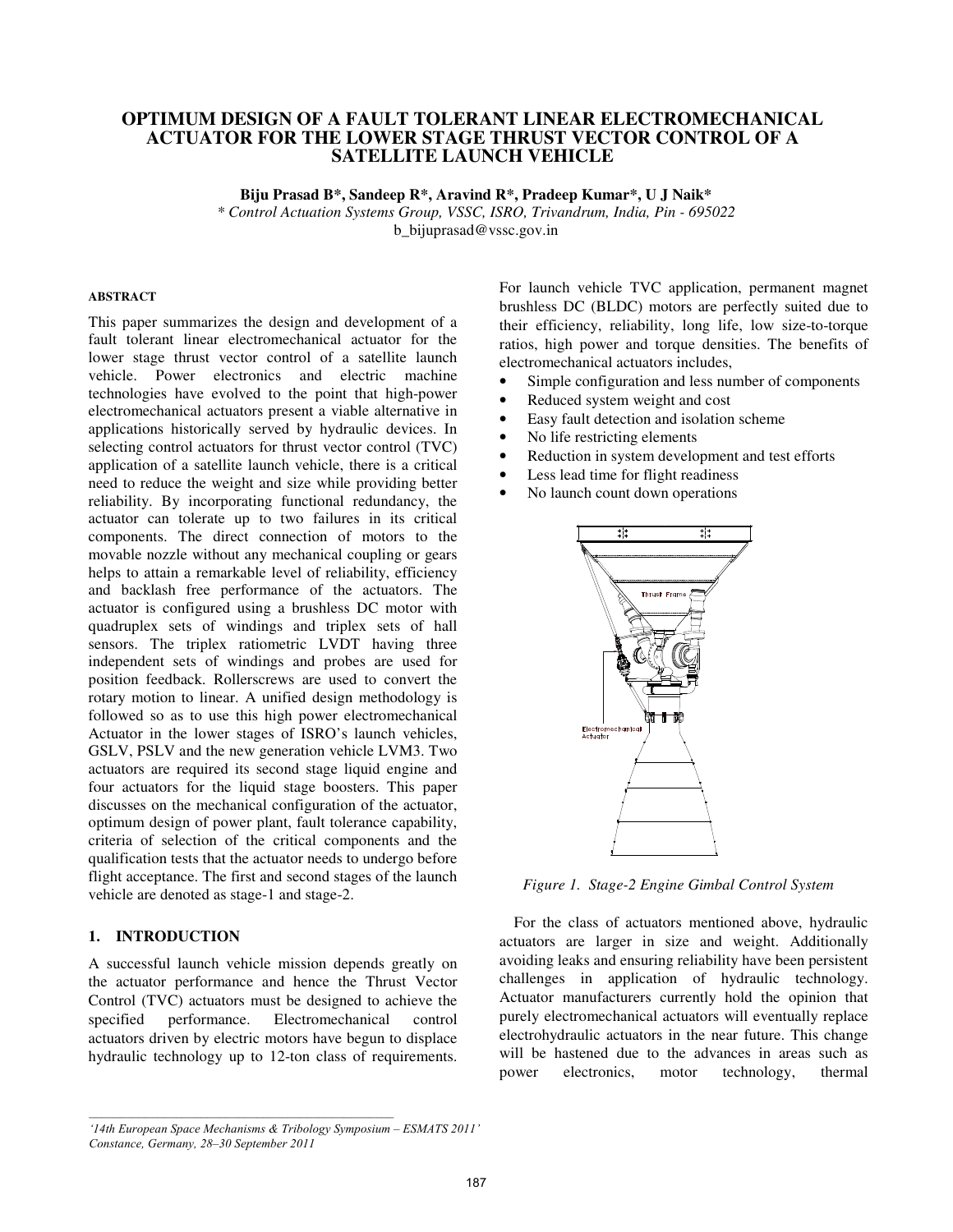# OPTIMUM DESIGN OF A FAULT TOLERANT LINEAR ELECTROMECHANICAL ACTUATOR FOR THE LOWER STAGE THRUST VECTOR CONTROL OF A SATELLITE LAUNCH VEHICLE

**Biju Prasad B\*, Sandeep R\*, Aravind R\*, Pradeep Kumar\*, U J Naik\***

*\* Control Actuation Systems Group, VSSC, ISRO, Trivandrum, India, Pin - 695022*

b_bijuprasad@vssc.gov.in

#### ABSTRACT

This paper summarizes the design and development of a fault tolerant linear electromechanical actuator for the lower stage thrust vector control of a satellite launch vehicle. Power electronics and electric machine technologies have evolved to the point that high-power electromechanical actuators present a viable alternative in applications historically served by hydraulic devices. In selecting control actuators for thrust vector control (TVC) application of a satellite launch vehicle, there is a critical need to reduce the weight and size while providing better reliability. By incorporating functional redundancy, the actuator can tolerate up to two failures in its critical components. The direct connection of motors to the movable nozzle without any mechanical coupling or gears helps to attain a remarkable level of reliability, efficiency and backlash free performance of the actuators. The actuator is configured using a brushless DC motor with quadruplex sets of windings and triplex sets of hall sensors. The triplex ratiometric LVDT having three independent sets of windings and probes are used for position feedback. Rollerscrews are used to convert the rotary motion to linear. A unified design methodology is followed so as to use this high power electromechanical Actuator in the lower stages of ISRO's launch vehicles, GSLV, PSLV and the new generation vehicle LVM3. Two actuators are required its second stage liquid engine and four actuators for the liquid stage boosters. This paper discusses on the mechanical configuration of the actuator, optimum design of power plant, fault tolerance capability, criteria of selection of the critical components and the qualification tests that the actuator needs to undergo before flight acceptance. The first and second stages of the launch vehicle are denoted as stage-1 and stage-2.

## 1. INTRODUCTION

A successful launch vehicle mission depends greatly on the actuator performance and hence the Thrust Vector Control (TVC) actuators must be designed to achieve the specified performance. Electromechanical control actuators driven by electric motors have begun to displace hydraulic technology up to 12-ton class of requirements. For launch vehicle TVC application, permanent magnet brushless DC (BLDC) motors are perfectly suited due to their efficiency, reliability, long life, low size-to-torque ratios, high power and torque densities. The benefits of electromechanical actuators includes,

- Simple configuration and less number of components
- Reduced system weight and cost
- Easy fault detection and isolation scheme
- No life restricting elements
- Reduction in system development and test efforts
- Less lead time for flight readiness
- No launch count down operations

Thrust Frame

Electromechanical Actuator

*Figure 1. Stage-2 Engine Gimbal Control System*

For the class of actuators mentioned above, hydraulic actuators are larger in size and weight. Additionally avoiding leaks and ensuring reliability have been persistent challenges in application of hydraulic technology. Actuator manufacturers currently hold the opinion that purely electromechanical actuators will eventually replace electrohydraulic actuators in the near future. This change will be hastened due to the advances in areas such as power electronics, motor technology, thermal

*'14th European Space Mechanisms & Tribology Symposium – ESMATS 2011'*
*Constance, Germany, 28–30 September 2011*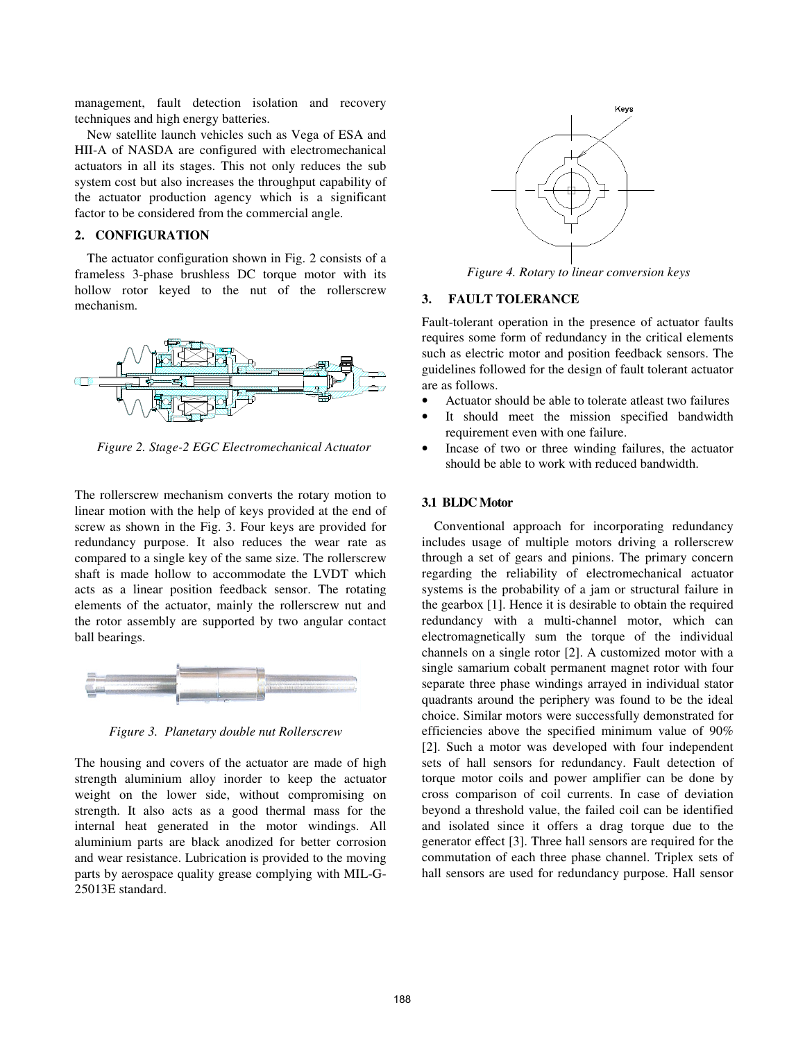management, fault detection isolation and recovery techniques and high energy batteries.

New satellite launch vehicles such as Vega of ESA and HII-A of NASDA are configured with electromechanical actuators in all its stages. This not only reduces the sub system cost but also increases the throughput capability of the actuator production agency which is a significant factor to be considered from the commercial angle.

## 2. CONFIGURATION

The actuator configuration shown in Fig. 2 consists of a frameless 3-phase brushless DC torque motor with its hollow rotor keyed to the nut of the rollerscrew mechanism.

*Figure 2. Stage-2 EGC Electromechanical Actuator*

The rollerscrew mechanism converts the rotary motion to linear motion with the help of keys provided at the end of screw as shown in the Fig. 3. Four keys are provided for redundancy purpose. It also reduces the wear rate as compared to a single key of the same size. The rollerscrew shaft is made hollow to accommodate the LVDT which acts as a linear position feedback sensor. The rotating elements of the actuator, mainly the rollerscrew nut and the rotor assembly are supported by two angular contact ball bearings.

*Figure 3. Planetary double nut Rollerscrew*

The housing and covers of the actuator are made of high strength aluminium alloy inorder to keep the actuator weight on the lower side, without compromising on strength. It also acts as a good thermal mass for the internal heat generated in the motor windings. All aluminium parts are black anodized for better corrosion and wear resistance. Lubrication is provided to the moving parts by aerospace quality grease complying with MIL-G-25013E standard.

Keys

*Figure 4. Rotary to linear conversion keys*

## 3. FAULT TOLERANCE

Fault-tolerant operation in the presence of actuator faults requires some form of redundancy in the critical elements such as electric motor and position feedback sensors. The guidelines followed for the design of fault tolerant actuator are as follows.

- Actuator should be able to tolerate atleast two failures
- It should meet the mission specified bandwidth requirement even with one failure.
- Incase of two or three winding failures, the actuator should be able to work with reduced bandwidth.

### 3.1 BLDC Motor

Conventional approach for incorporating redundancy includes usage of multiple motors driving a rollerscrew through a set of gears and pinions. The primary concern regarding the reliability of electromechanical actuator systems is the probability of a jam or structural failure in the gearbox [1]. Hence it is desirable to obtain the required redundancy with a multi-channel motor, which can electromagnetically sum the torque of the individual channels on a single rotor [2]. A customized motor with a single samarium cobalt permanent magnet rotor with four separate three phase windings arrayed in individual stator quadrants around the periphery was found to be the ideal choice. Similar motors were successfully demonstrated for efficiencies above the specified minimum value of 90% [2]. Such a motor was developed with four independent sets of hall sensors for redundancy. Fault detection of torque motor coils and power amplifier can be done by cross comparison of coil currents. In case of deviation beyond a threshold value, the failed coil can be identified and isolated since it offers a drag torque due to the generator effect [3]. Three hall sensors are required for the commutation of each three phase channel. Triplex sets of hall sensors are used for redundancy purpose. Hall sensor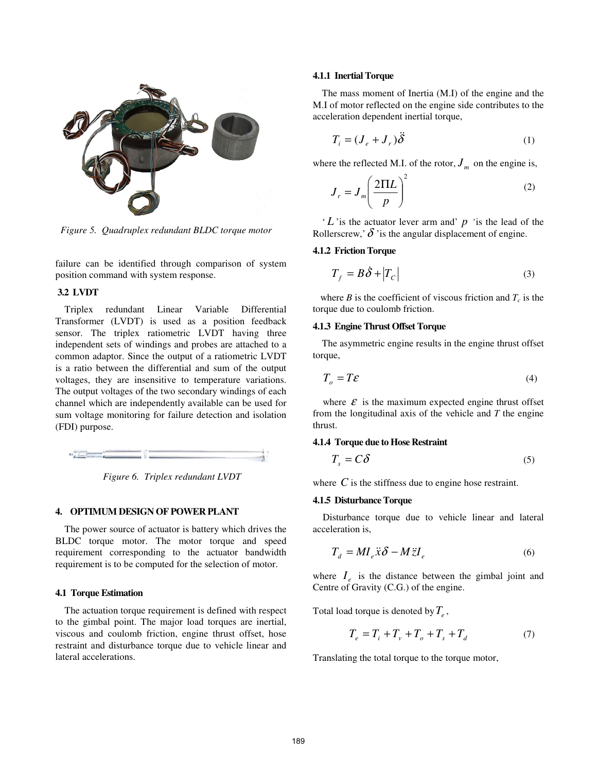Figure 5. Quadruplex redundant BLDC torque motor

failure can be identified through comparison of system position command with system response.

### 3.2 LVDT

Triplex redundant Linear Variable Differential Transformer (LVDT) is used as a position feedback sensor. The triplex ratiometric LVDT having three independent sets of windings and probes are attached to a common adaptor. Since the output of a ratiometric LVDT is a ratio between the differential and sum of the output voltages, they are insensitive to temperature variations. The output voltages of the two secondary windings of each channel which are independently available can be used for sum voltage monitoring for failure detection and isolation (FDI) purpose.

Figure 6. Triplex redundant LVDT

## 4. OPTIMUM DESIGN OF POWER PLANT

The power source of actuator is battery which drives the BLDC torque motor. The motor torque and speed requirement corresponding to the actuator bandwidth requirement is to be computed for the selection of motor.

### 4.1 Torque Estimation

The actuation torque requirement is defined with respect to the gimbal point. The major load torques are inertial, viscous and coulomb friction, engine thrust offset, hose restraint and disturbance torque due to vehicle linear and lateral accelerations.

#### 4.1.1 Inertial Torque

The mass moment of Inertia (M.I) of the engine and the M.I of motor reflected on the engine side contributes to the acceleration dependent inertial torque,

$$T_i = (J_e + J_r)\ddot{\delta} \tag{1}$$

where the reflected M.I. of the rotor, $J_m$ on the engine is,

$$J_r = J_m \left( \frac{2\Pi L}{p} \right)^2 \tag{2}$$

'$L$'is the actuator lever arm and' $p$ 'is the lead of the Rollerscrew,' $\delta$ 'is the angular displacement of engine.

#### 4.1.2 Friction Torque

$$T_f = B\dot{\delta} + |T_C| \tag{3}$$

where *B* is the coefficient of viscous friction and $T_c$ is the torque due to coulomb friction.

#### 4.1.3 Engine Thrust Offset Torque

The asymmetric engine results in the engine thrust offset torque,

$$T_o = T\varepsilon \tag{4}$$

where $\varepsilon$ is the maximum expected engine thrust offset from the longitudinal axis of the vehicle and *T* the engine thrust.

#### 4.1.4 Torque due to Hose Restraint

$$T_s = C\delta \tag{5}$$

where $C$ is the stiffness due to engine hose restraint.

#### 4.1.5 Disturbance Torque

Disturbance torque due to vehicle linear and lateral acceleration is,

$$T_d = MI_e \ddot{x}\delta - M\ddot{z}I_e \tag{6}$$

where $I_e$ is the distance between the gimbal joint and Centre of Gravity (C.G.) of the engine.

Total load torque is denoted by $T_e$,

$$T_e = T_i + T_v + T_o + T_s + T_d \tag{7}$$

Translating the total torque to the torque motor,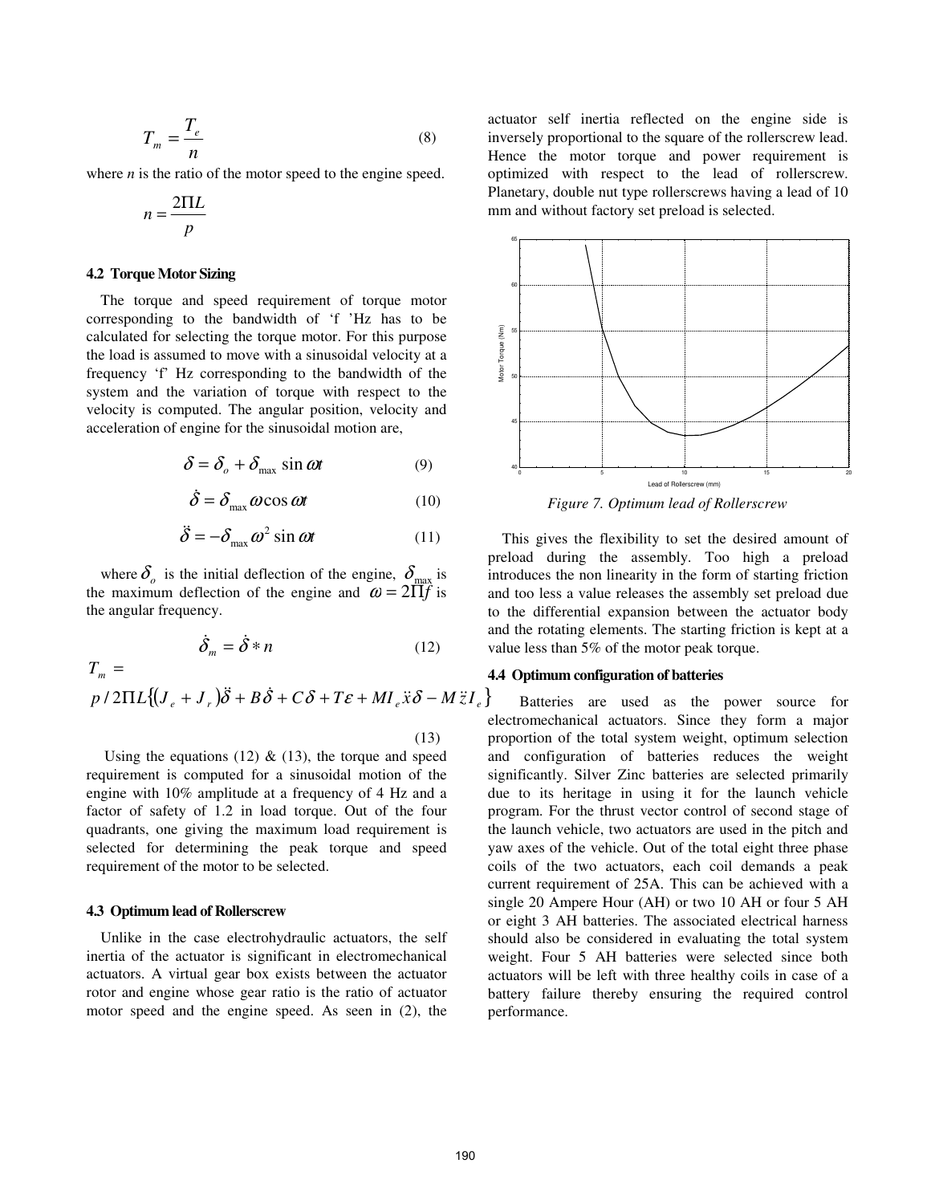$$T_m = \frac{T_e}{n} \tag{8}$$

where $n$ is the ratio of the motor speed to the engine speed.

$$n = \frac{2\Pi L}{p}$$

### 4.2 Torque Motor Sizing

The torque and speed requirement of torque motor corresponding to the bandwidth of 'f 'Hz has to be calculated for selecting the torque motor. For this purpose the load is assumed to move with a sinusoidal velocity at a frequency 'f' Hz corresponding to the bandwidth of the system and the variation of torque with respect to the velocity is computed. The angular position, velocity and acceleration of engine for the sinusoidal motion are,

$$\delta = \delta_o + \delta_{\max} \sin \omega t \tag{9}$$

$$\dot{\delta} = \delta_{\max} \omega \cos \omega t \tag{10}$$

$$\ddot{\delta} = -\delta_{\max} \omega^2 \sin \omega t \tag{11}$$

where $\delta_o$ is the initial deflection of the engine, $\delta_{\max}$ is the maximum deflection of the engine and $\omega = 2\Pi f$ is the angular frequency.

$$\dot{\delta}_m = \dot{\delta} * n \tag{12}$$

$$T_m = p / 2\Pi L \{ (J_e + J_r)\ddot{\delta} + B\dot{\delta} + C\delta + T\varepsilon + MI_e \ddot{x}\delta - M\ddot{z}I_e \} \tag{13}$$

Using the equations (12) & (13), the torque and speed requirement is computed for a sinusoidal motion of the engine with 10% amplitude at a frequency of 4 Hz and a factor of safety of 1.2 in load torque. Out of the four quadrants, one giving the maximum load requirement is selected for determining the peak torque and speed requirement of the motor to be selected.

### 4.3 Optimum lead of Rollerscrew

Unlike in the case electrohydraulic actuators, the self inertia of the actuator is significant in electromechanical actuators. A virtual gear box exists between the actuator rotor and engine whose gear ratio is the ratio of actuator motor speed and the engine speed. As seen in (2), the actuator self inertia reflected on the engine side is inversely proportional to the square of the rollerscrew lead. Hence the motor torque and power requirement is optimized with respect to the lead of rollerscrew. Planetary, double nut type rollerscrews having a lead of 10 mm and without factory set preload is selected.

Motor Torque (Nm)
65
60
55
50
45
40
0
5
10
15
20
Lead of Rollerscrew (mm)

*Figure 7. Optimum lead of Rollerscrew*

This gives the flexibility to set the desired amount of preload during the assembly. Too high a preload introduces the non linearity in the form of starting friction and too less a value releases the assembly set preload due to the differential expansion between the actuator body and the rotating elements. The starting friction is kept at a value less than 5% of the motor peak torque.

### 4.4 Optimum configuration of batteries

Batteries are used as the power source for electromechanical actuators. Since they form a major proportion of the total system weight, optimum selection and configuration of batteries reduces the weight significantly. Silver Zinc batteries are selected primarily due to its heritage in using it for the launch vehicle program. For the thrust vector control of second stage of the launch vehicle, two actuators are used in the pitch and yaw axes of the vehicle. Out of the total eight three phase coils of the two actuators, each coil demands a peak current requirement of 25A. This can be achieved with a single 20 Ampere Hour (AH) or two 10 AH or four 5 AH or eight 3 AH batteries. The associated electrical harness should also be considered in evaluating the total system weight. Four 5 AH batteries were selected since both actuators will be left with three healthy coils in case of a battery failure thereby ensuring the required control performance.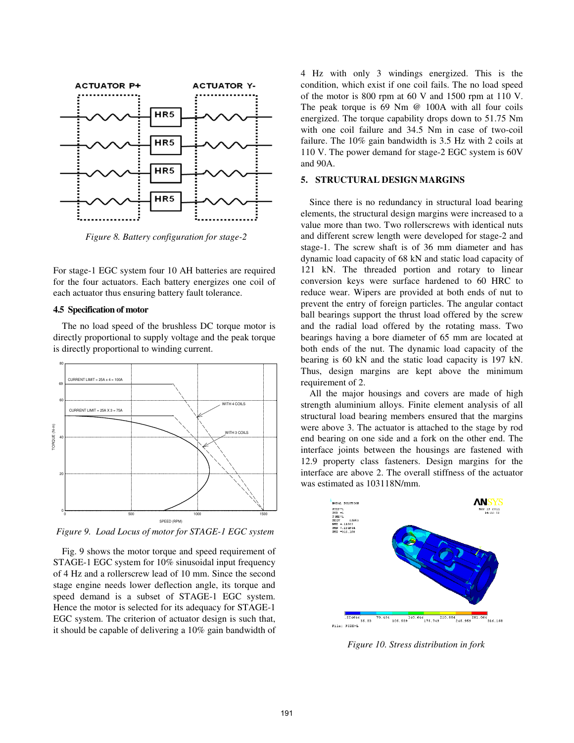Figure 8. Battery configuration for stage-2

For stage-1 EGC system four 10 AH batteries are required for the four actuators. Each battery energizes one coil of each actuator thus ensuring battery fault tolerance.

### 4.5 Specification of motor

The no load speed of the brushless DC torque motor is directly proportional to supply voltage and the peak torque is directly proportional to winding current.

Figure 9. Load Locus of motor for STAGE-1 EGC system

Fig. 9 shows the motor torque and speed requirement of STAGE-1 EGC system for 10% sinusoidal input frequency of 4 Hz and a rollerscrew lead of 10 mm. Since the second stage engine needs lower deflection angle, its torque and speed demand is a subset of STAGE-1 EGC system. Hence the motor is selected for its adequacy for STAGE-1 EGC system. The criterion of actuator design is such that, it should be capable of delivering a 10% gain bandwidth of 4 Hz with only 3 windings energized. This is the condition, which exist if one coil fails. The no load speed of the motor is 800 rpm at 60 V and 1500 rpm at 110 V. The peak torque is 69 Nm @ 100A with all four coils energized. The torque capability drops down to 51.75 Nm with one coil failure and 34.5 Nm in case of two-coil failure. The 10% gain bandwidth is 3.5 Hz with 2 coils at 110 V. The power demand for stage-2 EGC system is 60V and 90A.

## 5. STRUCTURAL DESIGN MARGINS

Since there is no redundancy in structural load bearing elements, the structural design margins were increased to a value more than two. Two rollerscrews with identical nuts and different screw length were developed for stage-2 and stage-1. The screw shaft is of 36 mm diameter and has dynamic load capacity of 68 kN and static load capacity of 121 kN. The threaded portion and rotary to linear conversion keys were surface hardened to 60 HRC to reduce wear. Wipers are provided at both ends of nut to prevent the entry of foreign particles. The angular contact ball bearings support the thrust load offered by the screw and the radial load offered by the rotating mass. Two bearings having a bore diameter of 65 mm are located at both ends of the nut. The dynamic load capacity of the bearing is 60 kN and the static load capacity is 197 kN. Thus, design margins are kept above the minimum requirement of 2.

All the major housings and covers are made of high strength aluminium alloys. Finite element analysis of all structural load bearing members ensured that the margins were above 3. The actuator is attached to the stage by rod end bearing on one side and a fork on the other end. The interface joints between the housings are fastened with 12.9 property class fasteners. Design margins for the interface are above 2. The overall stiffness of the actuator was estimated as 103118N/mm.

Figure 10. Stress distribution in fork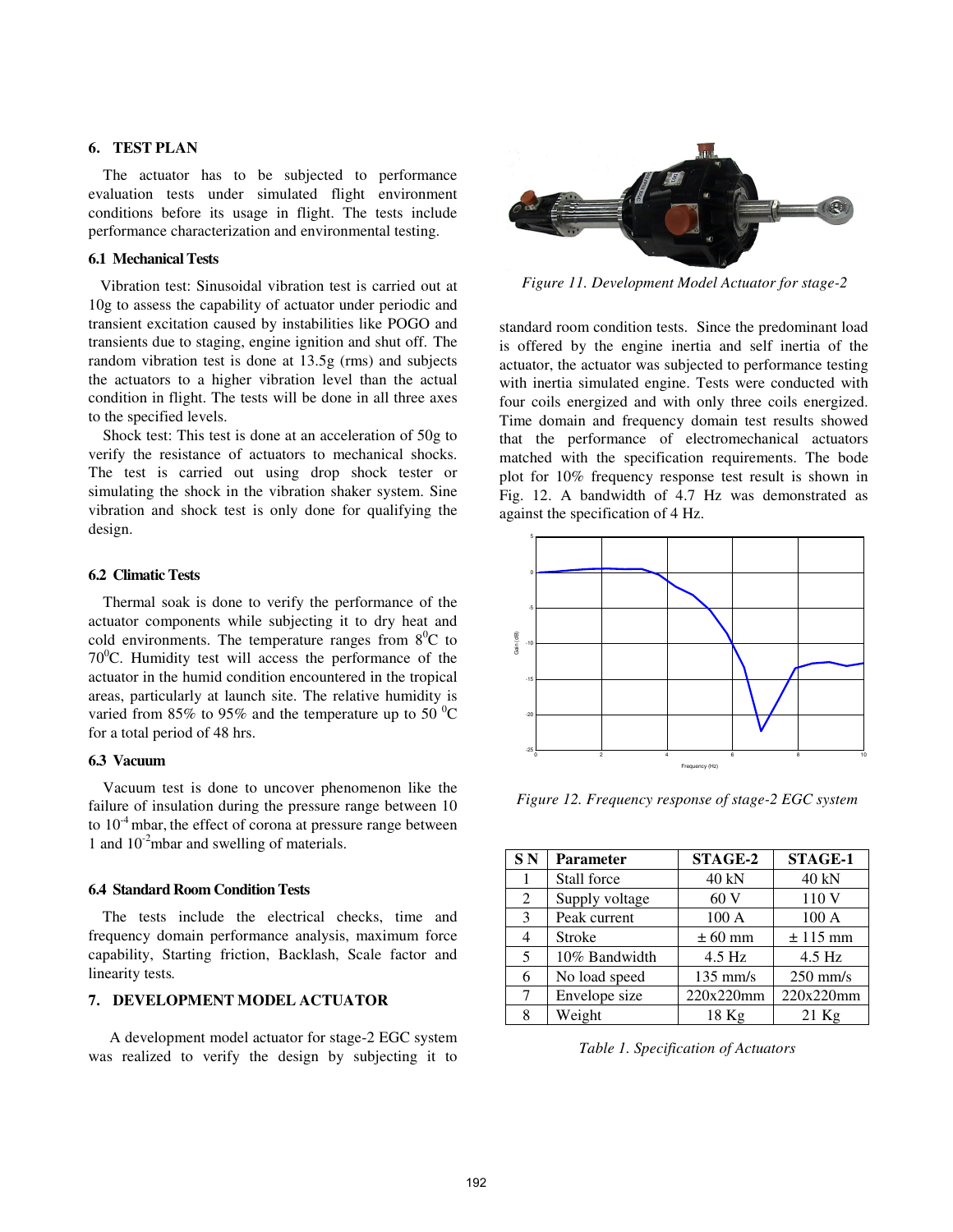## 6. TEST PLAN

The actuator has to be subjected to performance evaluation tests under simulated flight environment conditions before its usage in flight. The tests include performance characterization and environmental testing.

### 6.1 Mechanical Tests

Vibration test: Sinusoidal vibration test is carried out at 10g to assess the capability of actuator under periodic and transient excitation caused by instabilities like POGO and transients due to staging, engine ignition and shut off. The random vibration test is done at 13.5g (rms) and subjects the actuators to a higher vibration level than the actual condition in flight. The tests will be done in all three axes to the specified levels.

Shock test: This test is done at an acceleration of 50g to verify the resistance of actuators to mechanical shocks. The test is carried out using drop shock tester or simulating the shock in the vibration shaker system. Sine vibration and shock test is only done for qualifying the design.

### 6.2 Climatic Tests

Thermal soak is done to verify the performance of the actuator components while subjecting it to dry heat and cold environments. The temperature ranges from $8^0$C to $70^0$C. Humidity test will access the performance of the actuator in the humid condition encountered in the tropical areas, particularly at launch site. The relative humidity is varied from 85% to 95% and the temperature up to 50 $^0$C for a total period of 48 hrs.

### 6.3 Vacuum

Vacuum test is done to uncover phenomenon like the failure of insulation during the pressure range between 10 to $10^{-4}$ mbar, the effect of corona at pressure range between 1 and $10^{-2}$mbar and swelling of materials.

### 6.4 Standard Room Condition Tests

The tests include the electrical checks, time and frequency domain performance analysis, maximum force capability, Starting friction, Backlash, Scale factor and linearity tests.

## 7. DEVELOPMENT MODEL ACTUATOR

A development model actuator for stage-2 EGC system was realized to verify the design by subjecting it to

*Figure 11. Development Model Actuator for stage-2*

standard room condition tests. Since the predominant load is offered by the engine inertia and self inertia of the actuator, the actuator was subjected to performance testing with inertia simulated engine. Tests were conducted with four coils energized and with only three coils energized. Time domain and frequency domain test results showed that the performance of electromechanical actuators matched with the specification requirements. The bode plot for 10% frequency response test result is shown in Fig. 12. A bandwidth of 4.7 Hz was demonstrated as against the specification of 4 Hz.

Gain (dB)
5
0
-5
-10
-15
-20
-25
0
2
4
6
8
10
Frequency (Hz)

*Figure 12. Frequency response of stage-2 EGC system*

| S N | Parameter | STAGE-2 | STAGE-1 |
|---|---|---|---|
| 1 | Stall force | 40 kN | 40 kN |
| 2 | Supply voltage | 60 V | 110 V |
| 3 | Peak current | 100 A | 100 A |
| 4 | Stroke | ± 60 mm | ± 115 mm |
| 5 | 10% Bandwidth | 4.5 Hz | 4.5 Hz |
| 6 | No load speed | 135 mm/s | 250 mm/s |
| 7 | Envelope size | 220x220mm | 220x220mm |
| 8 | Weight | 18 Kg | 21 Kg |

*Table 1. Specification of Actuators*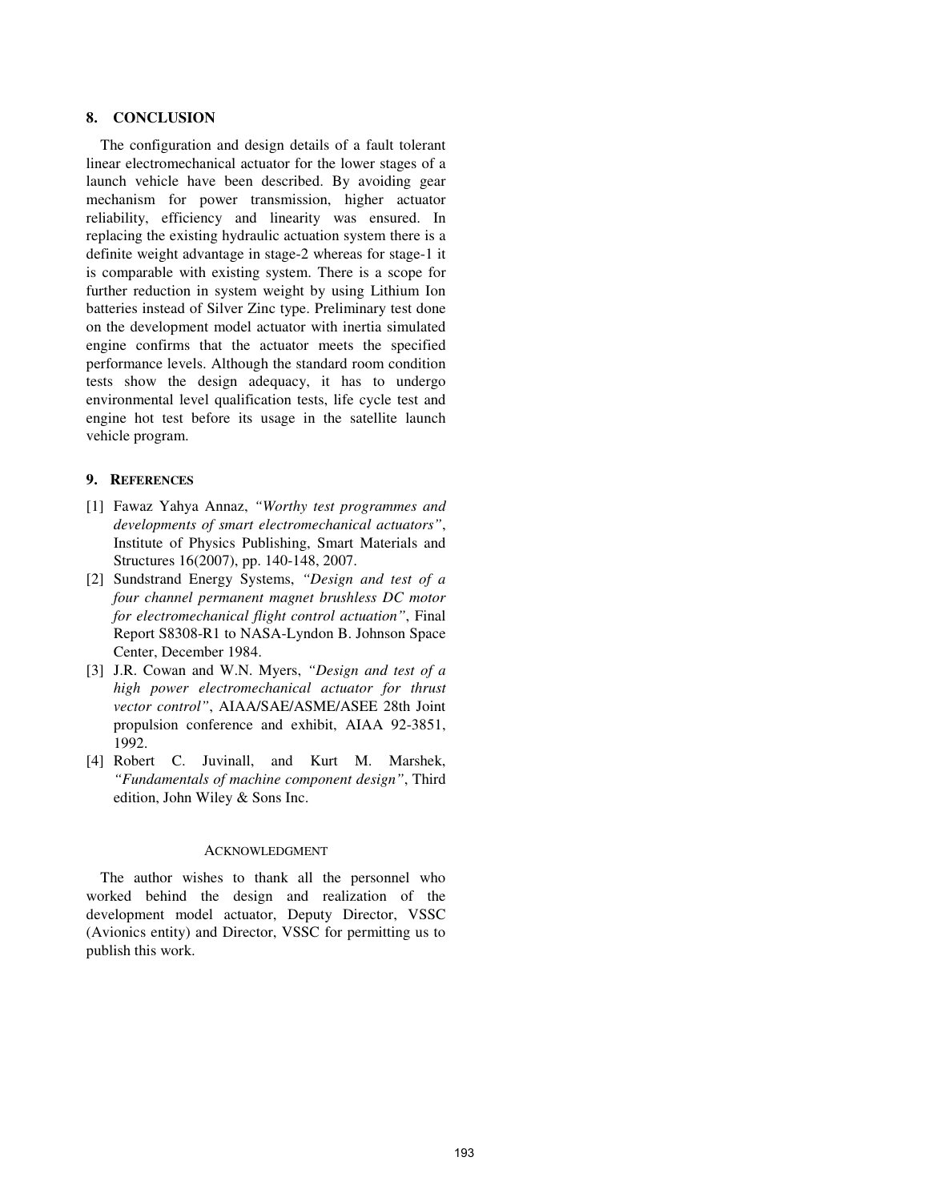## 8. CONCLUSION

The configuration and design details of a fault tolerant linear electromechanical actuator for the lower stages of a launch vehicle have been described. By avoiding gear mechanism for power transmission, higher actuator reliability, efficiency and linearity was ensured. In replacing the existing hydraulic actuation system there is a definite weight advantage in stage-2 whereas for stage-1 it is comparable with existing system. There is a scope for further reduction in system weight by using Lithium Ion batteries instead of Silver Zinc type. Preliminary test done on the development model actuator with inertia simulated engine confirms that the actuator meets the specified performance levels. Although the standard room condition tests show the design adequacy, it has to undergo environmental level qualification tests, life cycle test and engine hot test before its usage in the satellite launch vehicle program.

## 9. REFERENCES

[1] Fawaz Yahya Annaz, *"Worthy test programmes and developments of smart electromechanical actuators"*, Institute of Physics Publishing, Smart Materials and Structures 16(2007), pp. 140-148, 2007.

[2] Sundstrand Energy Systems, *"Design and test of a four channel permanent magnet brushless DC motor for electromechanical flight control actuation"*, Final Report S8308-R1 to NASA-Lyndon B. Johnson Space Center, December 1984.

[3] J.R. Cowan and W.N. Myers, *"Design and test of a high power electromechanical actuator for thrust vector control"*, AIAA/SAE/ASME/ASEE 28th Joint propulsion conference and exhibit, AIAA 92-3851, 1992.

[4] Robert C. Juvinall, and Kurt M. Marshek, *"Fundamentals of machine component design"*, Third edition, John Wiley & Sons Inc.

### ACKNOWLEDGMENT

The author wishes to thank all the personnel who worked behind the design and realization of the development model actuator, Deputy Director, VSSC (Avionics entity) and Director, VSSC for permitting us to publish this work.